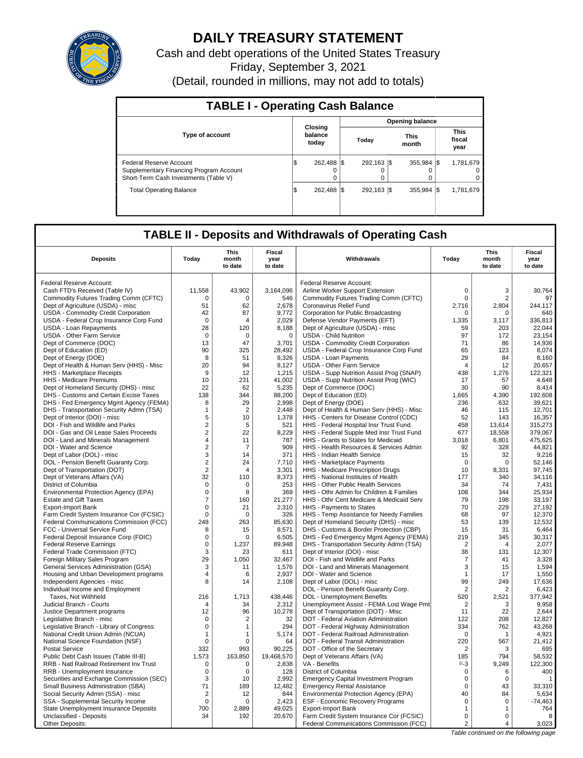# DAILY TREASURY STATEMENT

Cash and debt operations of the United States Treasury

Friday, September 3, 2021

(Detail, rounded in millions, may not add to totals)

## TABLE I - Operating Cash Balance

| Type of account | Closing balance today | Opening balance | | |
|---|---|---|---|---|
| | | Today | This month | This fiscal year |
| Federal Reserve Account | $ 262,488 | $ 292,163 | $ 355,984 | $ 1,781,679 |
| Supplementary Financing Program Account | 0 | 0 | 0 | 0 |
| Short-Term Cash Investments (Table V) | 0 | 0 | 0 | 0 |
| Total Operating Balance | $ 262,488 | $ 292,163 | $ 355,984 | $ 1,781,679 |

## TABLE II - Deposits and Withdrawals of Operating Cash

| Deposits | Today | This month to date | Fiscal year to date | Withdrawals | Today | This month to date | Fiscal year to date |
|---|---|---|---|---|---|---|---|
| Federal Reserve Account: | | | | Federal Reserve Account: | | | |
| Cash FTD's Received (Table IV) | 11,558 | 43,902 | 3,164,096 | Airline Worker Support Extension | 0 | 3 | 30,764 |
| Commodity Futures Trading Comm (CFTC) | 0 | 0 | 546 | Commodity Futures Trading Comm (CFTC) | 0 | 2 | 97 |
| Dept of Agriculture (USDA) - misc | 51 | 62 | 2,678 | Coronavirus Relief Fund | 2,716 | 2,804 | 244,117 |
| USDA - Commodity Credit Corporation | 42 | 87 | 9,772 | Corporation for Public Broadcasting | 0 | 0 | 640 |
| USDA - Federal Crop Insurance Corp Fund | 0 | 4 | 2,029 | Defense Vendor Payments (EFT) | 1,335 | 3,117 | 336,813 |
| USDA - Loan Repayments | 28 | 120 | 8,188 | Dept of Agriculture (USDA) - misc | 59 | 203 | 22,044 |
| USDA - Other Farm Service | 0 | 0 | 0 | USDA - Child Nutrition | 97 | 172 | 23,154 |
| Dept of Commerce (DOC) | 13 | 47 | 3,701 | USDA - Commodity Credit Corporation | 71 | 86 | 14,936 |
| Dept of Education (ED) | 90 | 325 | 28,492 | USDA - Federal Crop Insurance Corp Fund | 65 | 123 | 8,074 |
| Dept of Energy (DOE) | 8 | 51 | 8,326 | USDA - Loan Payments | 29 | 84 | 8,160 |
| Dept of Health & Human Serv (HHS) - Misc | 20 | 94 | 8,127 | USDA - Other Farm Service | 4 | 12 | 20,657 |
| HHS - Marketplace Receipts | 9 | 12 | 1,215 | USDA - Supp Nutrition Assist Prog (SNAP) | 438 | 1,276 | 122,321 |
| HHS - Medicare Premiums | 10 | 231 | 41,002 | USDA - Supp Nutrition Assist Prog (WIC) | 17 | 57 | 4,648 |
| Dept of Homeland Security (DHS) - misc | 22 | 62 | 5,235 | Dept of Commerce (DOC) | 30 | 90 | 8,414 |
| DHS - Customs and Certain Excise Taxes | 138 | 344 | 88,200 | Dept of Education (ED) | 1,665 | 4,390 | 192,608 |
| DHS - Fed Emergency Mgmt Agency (FEMA) | 8 | 29 | 2,998 | Dept of Energy (DOE) | 236 | 632 | 39,621 |
| DHS - Transportation Security Admn (TSA) | 1 | 2 | 2,448 | Dept of Health & Human Serv (HHS) - Misc | 46 | 115 | 12,701 |
| Dept of Interior (DOI) - misc | 5 | 10 | 1,378 | HHS - Centers for Disease Control (CDC) | 52 | 143 | 16,357 |
| DOI - Fish and Wildlife and Parks | 2 | 5 | 521 | HHS - Federal Hospital Insr Trust Fund | 458 | 13,614 | 315,273 |
| DOI - Gas and Oil Lease Sales Proceeds | 2 | 22 | 8,229 | HHS - Federal Supple Med Insr Trust Fund | 677 | 18,558 | 379,067 |
| DOI - Land and Minerals Management | 4 | 11 | 787 | HHS - Grants to States for Medicaid | 3,018 | 6,801 | 475,625 |
| DOI - Water and Science | 2 | 7 | 909 | HHS - Health Resources & Services Admin | 92 | 328 | 44,821 |
| Dept of Labor (DOL) - misc | 3 | 14 | 371 | HHS - Indian Health Service | 15 | 32 | 9,216 |
| DOL - Pension Benefit Guaranty Corp. | 2 | 24 | 7,710 | HHS - Marketplace Payments | 0 | 0 | 52,146 |
| Dept of Transportation (DOT) | 2 | 4 | 3,301 | HHS - Medicare Prescription Drugs | 10 | 8,331 | 97,745 |
| Dept of Veterans Affairs (VA) | 32 | 110 | 8,373 | HHS - National Institutes of Health | 177 | 340 | 34,116 |
| District of Columbia | 0 | 0 | 253 | HHS - Other Public Health Services | 34 | 74 | 7,431 |
| Environmental Protection Agency (EPA) | 0 | 8 | 369 | HHS - Othr Admin for Children & Families | 108 | 344 | 25,934 |
| Estate and Gift Taxes | 7 | 160 | 21,277 | HHS - Othr Cent Medicare & Medicaid Serv | 79 | 198 | 33,197 |
| Export-Import Bank | 0 | 21 | 2,310 | HHS - Payments to States | 70 | 229 | 27,192 |
| Farm Credit System Insurance Cor (FCSIC) | 0 | 0 | 326 | HHS - Temp Assistance for Needy Families | 68 | 97 | 12,370 |
| Federal Communications Commission (FCC) | 248 | 263 | 85,630 | Dept of Homeland Security (DHS) - misc | 53 | 139 | 12,532 |
| FCC - Universal Service Fund | 8 | 15 | 8,571 | DHS - Customs & Border Protection (CBP) | 15 | 31 | 6,464 |
| Federal Deposit Insurance Corp (FDIC) | 0 | 0 | 6,505 | DHS - Fed Emergency Mgmt Agency (FEMA) | 219 | 345 | 30,317 |
| Federal Reserve Earnings | 0 | 1,237 | 89,948 | DHS - Transportation Security Admn (TSA) | 2 | 4 | 2,077 |
| Federal Trade Commission (FTC) | 3 | 23 | 611 | Dept of Interior (DOI) - misc | 38 | 131 | 12,307 |
| Foreign Military Sales Program | 29 | 1,050 | 32,467 | DOI - Fish and Wildlife and Parks | 7 | 41 | 3,328 |
| General Services Administration (GSA) | 3 | 11 | 1,576 | DOI - Land and Minerals Management | 3 | 15 | 1,594 |
| Housing and Urban Development programs | 4 | 6 | 2,937 | DOI - Water and Science | 1 | 17 | 1,550 |
| Independent Agencies - misc | 8 | 14 | 2,108 | Dept of Labor (DOL) - misc | 99 | 249 | 17,636 |
| Individual Income and Employment | | | | DOL - Pension Benefit Guaranty Corp. | 2 | 2 | 6,423 |
| Taxes, Not Withheld | 216 | 1,713 | 438,446 | DOL - Unemployment Benefits | 520 | 2,521 | 377,942 |
| Judicial Branch - Courts | 4 | 34 | 2,312 | Unemployment Assist - FEMA Lost Wage Pmt | 2 | 3 | 9,958 |
| Justice Department programs | 12 | 96 | 10,278 | Dept of Transportation (DOT) - Misc | 11 | 22 | 2,644 |
| Legislative Branch - misc | 0 | 2 | 32 | DOT - Federal Aviation Administration | 122 | 208 | 12,827 |
| Legislative Branch - Library of Congress | 0 | 1 | 294 | DOT - Federal Highway Administration | 334 | 762 | 43,268 |
| National Credit Union Admin (NCUA) | 1 | 1 | 5,174 | DOT - Federal Railroad Administration | 0 | 1 | 4,921 |
| National Science Foundation (NSF) | 0 | 0 | 64 | DOT - Federal Transit Administration | 220 | 567 | 21,412 |
| Postal Service | 332 | 993 | 90,225 | DOT - Office of the Secretary | 2 | 3 | 695 |
| Public Debt Cash Issues (Table III-B) | 1,573 | 163,850 | 19,468,570 | Dept of Veterans Affairs (VA) | 185 | 794 | 58,532 |
| RRB - Natl Railroad Retirement Inv Trust | 0 | 0 | 2,838 | VA - Benefits | 1/-3 | 9,249 | 122,300 |
| RRB - Unemployment Insurance | 0 | 0 | 128 | District of Columbia | 0 | 6 | 400 |
| Securities and Exchange Commission (SEC) | 3 | 10 | 2,992 | Emergency Capital Investment Program | 0 | 0 | 1 |
| Small Business Administration (SBA) | 71 | 189 | 12,482 | Emergency Rental Assistance | 0 | 43 | 33,310 |
| Social Security Admin (SSA) - misc | 2 | 12 | 844 | Environmental Protection Agency (EPA) | 40 | 84 | 5,634 |
| SSA - Supplemental Security Income | 0 | 0 | 2,423 | ESF - Economic Recovery Programs | 0 | 0 | -74,463 |
| State Unemployment Insurance Deposits | 700 | 2,889 | 49,025 | Export-Import Bank | 1 | 1 | 764 |
| Unclassified - Deposits | 34 | 192 | 20,670 | Farm Credit System Insurance Cor (FCSIC) | 0 | 0 | 8 |
| Other Deposits: | | | | Federal Communications Commission (FCC) | 2 | 4 | 3,023 |

*Table continued on the following page*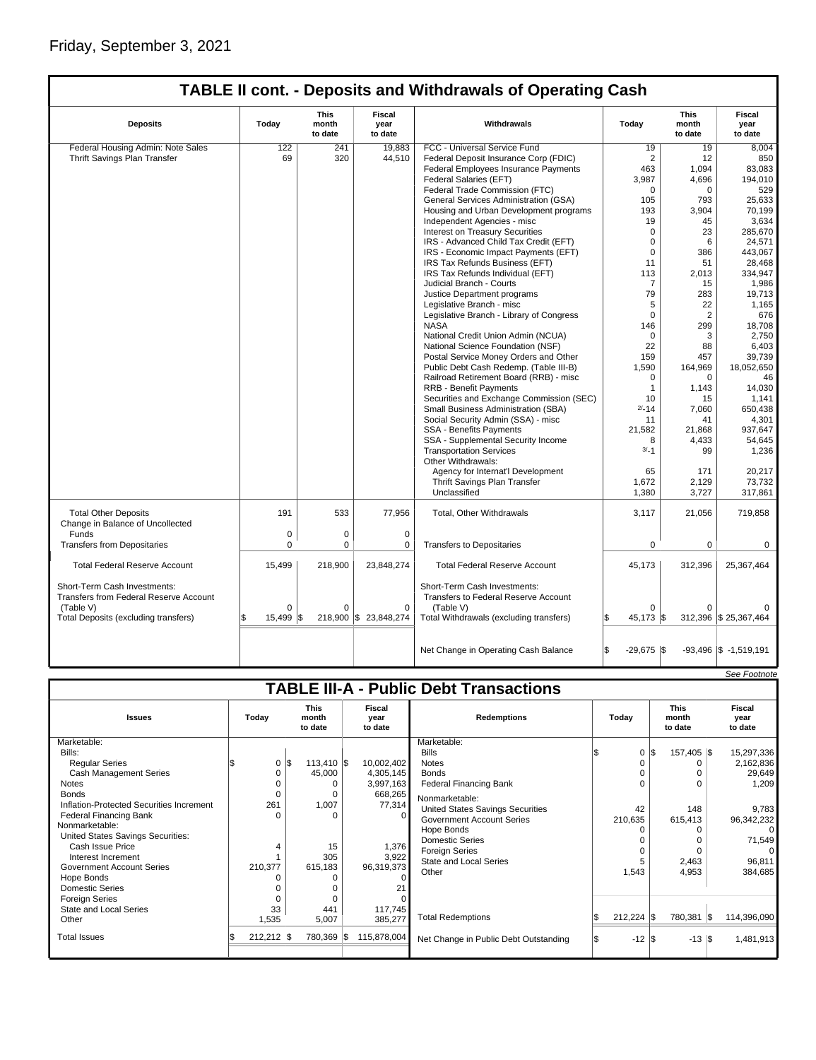Friday, September 3, 2021

## TABLE II cont. - Deposits and Withdrawals of Operating Cash

| Deposits | Today | This month to date | Fiscal year to date | Withdrawals | Today | This month to date | Fiscal year to date |
|---|---|---|---|---|---|---|---|
| Federal Housing Admin: Note Sales | 122 | 241 | 19,883 | FCC - Universal Service Fund | 19 | 19 | 8,004 |
| Thrift Savings Plan Transfer | 69 | 320 | 44,510 | Federal Deposit Insurance Corp (FDIC) | 2 | 12 | 850 |
| | | | | Federal Employees Insurance Payments | 463 | 1,094 | 83,083 |
| | | | | Federal Salaries (EFT) | 3,987 | 4,696 | 194,010 |
| | | | | Federal Trade Commission (FTC) | 0 | 0 | 529 |
| | | | | General Services Administration (GSA) | 105 | 793 | 25,633 |
| | | | | Housing and Urban Development programs | 193 | 3,904 | 70,199 |
| | | | | Independent Agencies - misc | 19 | 45 | 3,634 |
| | | | | Interest on Treasury Securities | 0 | 23 | 285,670 |
| | | | | IRS - Advanced Child Tax Credit (EFT) | 0 | 6 | 24,571 |
| | | | | IRS - Economic Impact Payments (EFT) | 0 | 386 | 443,067 |
| | | | | IRS Tax Refunds Business (EFT) | 11 | 51 | 28,468 |
| | | | | IRS Tax Refunds Individual (EFT) | 113 | 2,013 | 334,947 |
| | | | | Judicial Branch - Courts | 7 | 15 | 1,986 |
| | | | | Justice Department programs | 79 | 283 | 19,713 |
| | | | | Legislative Branch - misc | 5 | 22 | 1,165 |
| | | | | Legislative Branch - Library of Congress | 0 | 2 | 676 |
| | | | | NASA | 146 | 299 | 18,708 |
| | | | | National Credit Union Admin (NCUA) | 0 | 3 | 2,750 |
| | | | | National Science Foundation (NSF) | 22 | 88 | 6,403 |
| | | | | Postal Service Money Orders and Other | 159 | 457 | 39,739 |
| | | | | Public Debt Cash Redemp. (Table III-B) | 1,590 | 164,969 | 18,052,650 |
| | | | | Railroad Retirement Board (RRB) - misc | 0 | 0 | 46 |
| | | | | RRB - Benefit Payments | 1 | 1,143 | 14,030 |
| | | | | Securities and Exchange Commission (SEC) | 10 | 15 | 1,141 |
| | | | | Small Business Administration (SBA) | [2/]-14 | 7,060 | 650,438 |
| | | | | Social Security Admin (SSA) - misc | 11 | 41 | 4,301 |
| | | | | SSA - Benefits Payments | 21,582 | 21,868 | 937,647 |
| | | | | SSA - Supplemental Security Income | 8 | 4,433 | 54,645 |
| | | | | Transportation Services | [3/]-1 | 99 | 1,236 |
| | | | | Other Withdrawals: | | | |
| | | | | Agency for Internat'l Development | 65 | 171 | 20,217 |
| | | | | Thrift Savings Plan Transfer | 1,672 | 2,129 | 73,732 |
| | | | | Unclassified | 1,380 | 3,727 | 317,861 |
| Total Other Deposits | 191 | 533 | 77,956 | Total, Other Withdrawals | 3,117 | 21,056 | 719,858 |
| Change in Balance of Uncollected Funds | 0 | 0 | 0 | | | | |
| Transfers from Depositaries | 0 | 0 | 0 | Transfers to Depositaries | 0 | 0 | 0 |
| Total Federal Reserve Account | 15,499 | 218,900 | 23,848,274 | Total Federal Reserve Account | 45,173 | 312,396 | 25,367,464 |
| Short-Term Cash Investments: Transfers from Federal Reserve Account (Table V) | 0 | 0 | 0 | Short-Term Cash Investments: Transfers to Federal Reserve Account (Table V) | 0 | 0 | 0 |
| Total Deposits (excluding transfers) | $ 15,499 | $ 218,900 | $ 23,848,274 | Total Withdrawals (excluding transfers) | $ 45,173 | $ 312,396 | $ 25,367,464 |
| | | | | Net Change in Operating Cash Balance | $ -29,675 | $ -93,496 | $ -1,519,191 |

*See Footnote*

## TABLE III-A - Public Debt Transactions

| Issues | Today | This month to date | Fiscal year to date | Redemptions | Today | This month to date | Fiscal year to date |
|---|---|---|---|---|---|---|---|
| Marketable: | | | | Marketable: | | | |
| Bills: | | | | Bills | $ 0 | $ 157,405 | $ 15,297,336 |
| Regular Series | $ 0 | $ 113,410 | $ 10,002,402 | Notes | 0 | 0 | 2,162,836 |
| Cash Management Series | 0 | 45,000 | 4,305,145 | Bonds | 0 | 0 | 29,649 |
| Notes | 0 | 0 | 3,997,163 | Federal Financing Bank | 0 | 0 | 1,209 |
| Bonds | 0 | 0 | 668,265 | Nonmarketable: | | | |
| Inflation-Protected Securities Increment | 261 | 1,007 | 77,314 | United States Savings Securities | 42 | 148 | 9,783 |
| Federal Financing Bank | 0 | 0 | 0 | Government Account Series | 210,635 | 615,413 | 96,342,232 |
| Nonmarketable: | | | | Hope Bonds | 0 | 0 | 0 |
| United States Savings Securities: | | | | Domestic Series | 0 | 0 | 71,549 |
| Cash Issue Price | 4 | 15 | 1,376 | Foreign Series | 0 | 0 | 0 |
| Interest Increment | 1 | 305 | 3,922 | State and Local Series | 5 | 2,463 | 96,811 |
| Government Account Series | 210,377 | 615,183 | 96,319,373 | Other | 1,543 | 4,953 | 384,685 |
| Hope Bonds | 0 | 0 | 0 | | | | |
| Domestic Series | 0 | 0 | 21 | | | | |
| Foreign Series | 0 | 0 | 0 | | | | |
| State and Local Series | 33 | 441 | 117,745 | | | | |
| Other | 1,535 | 5,007 | 385,277 | Total Redemptions | $ 212,224 | $ 780,381 | $ 114,396,090 |
| Total Issues | $ 212,212 | $ 780,369 | $ 115,878,004 | Net Change in Public Debt Outstanding | $ -12 | $ -13 | $ 1,481,913 |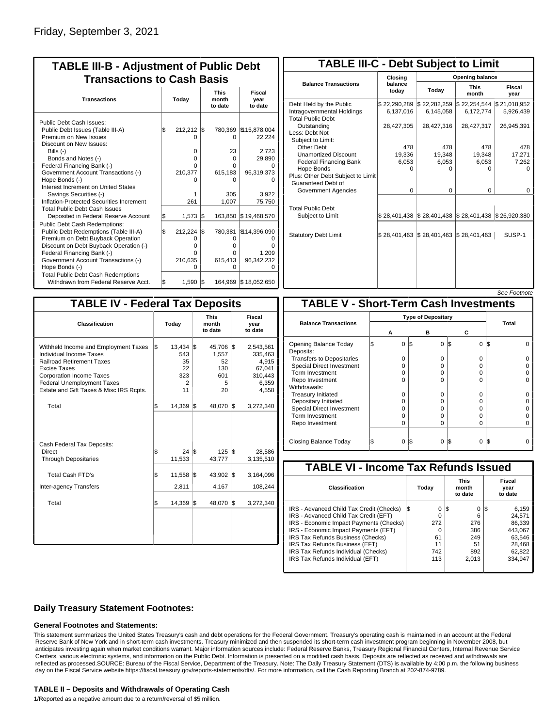Friday, September 3, 2021

## TABLE III-B - Adjustment of Public Debt Transactions to Cash Basis

| Transactions | Today | This month to date | Fiscal year to date |
|---|---|---|---|
| Public Debt Cash Issues: | | | |
| Public Debt Issues (Table III-A) | $ 212,212 | $ 780,369 | $15,878,004 |
| Premium on New Issues | 0 | 0 | 22,224 |
| Discount on New Issues: | | | |
| Bills (-) | 0 | 23 | 2,723 |
| Bonds and Notes (-) | 0 | 0 | 29,890 |
| Federal Financing Bank (-) | 0 | 0 | 0 |
| Government Account Transactions (-) | 210,377 | 615,183 | 96,319,373 |
| Hope Bonds (-) | 0 | 0 | 0 |
| Interest Increment on United States Savings Securities (-) | 1 | 305 | 3,922 |
| Inflation-Protected Securities Increment | 261 | 1,007 | 75,750 |
| Total Public Debt Cash Issues Deposited in Federal Reserve Account | $ 1,573 | $ 163,850 | $ 19,468,570 |
| Public Debt Cash Redemptions: | | | |
| Public Debt Redemptions (Table III-A) | $ 212,224 | $ 780,381 | $14,396,090 |
| Premium on Debt Buyback Operation | 0 | 0 | 0 |
| Discount on Debt Buyback Operation (-) | 0 | 0 | 0 |
| Federal Financing Bank (-) | 0 | 0 | 1,209 |
| Government Account Transactions (-) | 210,635 | 615,413 | 96,342,232 |
| Hope Bonds (-) | 0 | 0 | 0 |
| Total Public Debt Cash Redemptions Withdrawn from Federal Reserve Acct. | $ 1,590 | $ 164,969 | $ 18,052,650 |

## TABLE III-C - Debt Subject to Limit

| Balance Transactions | Closing balance today | Opening balance Today | Opening balance This month | Opening balance Fiscal year |
|---|---|---|---|---|
| Debt Held by the Public | $ 22,290,289 | $ 22,282,259 | $ 22,254,544 | $ 21,018,952 |
| Intragovernmental Holdings | 6,137,016 | 6,145,058 | 6,172,774 | 5,926,439 |
| Total Public Debt Outstanding | 28,427,305 | 28,427,316 | 28,427,317 | 26,945,391 |
| Less: Debt Not Subject to Limit: | | | | |
| Other Debt | 478 | 478 | 478 | 478 |
| Unamortized Discount | 19,336 | 19,348 | 19,348 | 17,271 |
| Federal Financing Bank | 6,053 | 6,053 | 6,053 | 7,262 |
| Hope Bonds | 0 | 0 | 0 | 0 |
| Plus: Other Debt Subject to Limit Guaranteed Debt of Government Agencies | 0 | 0 | 0 | 0 |
| Total Public Debt Subject to Limit | $ 28,401,438 | $ 28,401,438 | $ 28,401,438 | $ 26,920,380 |
| Statutory Debt Limit | $ 28,401,463 | $ 28,401,463 | $ 28,401,463 | SUSP-1 |

*See Footnote*

## TABLE IV - Federal Tax Deposits

| Classification | Today | This month to date | Fiscal year to date |
|---|---|---|---|
| Withheld Income and Employment Taxes | $ 13,434 | $ 45,706 | $ 2,543,561 |
| Individual Income Taxes | 543 | 1,557 | 335,463 |
| Railroad Retirement Taxes | 35 | 52 | 4,915 |
| Excise Taxes | 22 | 130 | 67,041 |
| Corporation Income Taxes | 323 | 601 | 310,443 |
| Federal Unemployment Taxes | 2 | 5 | 6,359 |
| Estate and Gift Taxes & Misc IRS Rcpts. | 11 | 20 | 4,558 |
| Total | $ 14,369 | $ 48,070 | $ 3,272,340 |
| Cash Federal Tax Deposits: | | | |
| Direct | $ 24 | $ 125 | $ 28,586 |
| Through Depositaries | 11,533 | 43,777 | 3,135,510 |
| Total Cash FTD's | $ 11,558 | $ 43,902 | $ 3,164,096 |
| Inter-agency Transfers | 2,811 | 4,167 | 108,244 |
| Total | $ 14,369 | $ 48,070 | $ 3,272,340 |

## TABLE V - Short-Term Cash Investments

| Balance Transactions | Type of Depositary A | Type of Depositary B | Type of Depositary C | Total |
|---|---|---|---|---|
| Opening Balance Today | $ 0 | $ 0 | $ 0 | $ 0 |
| Deposits: | | | | |
| Transfers to Depositaries | 0 | 0 | 0 | 0 |
| Special Direct Investment | 0 | 0 | 0 | 0 |
| Term Investment | 0 | 0 | 0 | 0 |
| Repo Investment | 0 | 0 | 0 | 0 |
| Withdrawals: | | | | |
| Treasury Initiated | 0 | 0 | 0 | 0 |
| Depositary Initiated | 0 | 0 | 0 | 0 |
| Special Direct Investment | 0 | 0 | 0 | 0 |
| Term Investment | 0 | 0 | 0 | 0 |
| Repo Investment | 0 | 0 | 0 | 0 |
| Closing Balance Today | $ 0 | $ 0 | $ 0 | $ 0 |

## TABLE VI - Income Tax Refunds Issued

| Classification | Today | This month to date | Fiscal year to date |
|---|---|---|---|
| IRS - Advanced Child Tax Credit (Checks) | $ 0 | $ 0 | $ 6,159 |
| IRS - Advanced Child Tax Credit (EFT) | 0 | 6 | 24,571 |
| IRS - Economic Impact Payments (Checks) | 272 | 276 | 86,339 |
| IRS - Economic Impact Payments (EFT) | 0 | 386 | 443,067 |
| IRS Tax Refunds Business (Checks) | 61 | 249 | 63,546 |
| IRS Tax Refunds Business (EFT) | 11 | 51 | 28,468 |
| IRS Tax Refunds Individual (Checks) | 742 | 892 | 62,822 |
| IRS Tax Refunds Individual (EFT) | 113 | 2,013 | 334,947 |

### Daily Treasury Statement Footnotes:

#### General Footnotes and Statements:

This statement summarizes the United States Treasury's cash and debt operations for the Federal Government. Treasury's operating cash is maintained in an account at the Federal Reserve Bank of New York and in short-term cash investments. Treasury minimized and then suspended its short-term cash investment program beginning in November 2008, but anticipates investing again when market conditions warrant. Major information sources include: Federal Reserve Banks, Treasury Regional Financial Centers, Internal Revenue Service Centers, various electronic systems, and information on the Public Debt. Information is presented on a modified cash basis. Deposits are reflected as received and withdrawals are reflected as processed.SOURCE: Bureau of the Fiscal Service, Department of the Treasury. Note: The Daily Treasury Statement (DTS) is available by 4:00 p.m. the following business day on the Fiscal Service website https://fiscal.treasury.gov/reports-statements/dts/. For more information, call the Cash Reporting Branch at 202-874-9789.

#### TABLE II – Deposits and Withdrawals of Operating Cash

1/Reported as a negative amount due to a return/reversal of $5 million.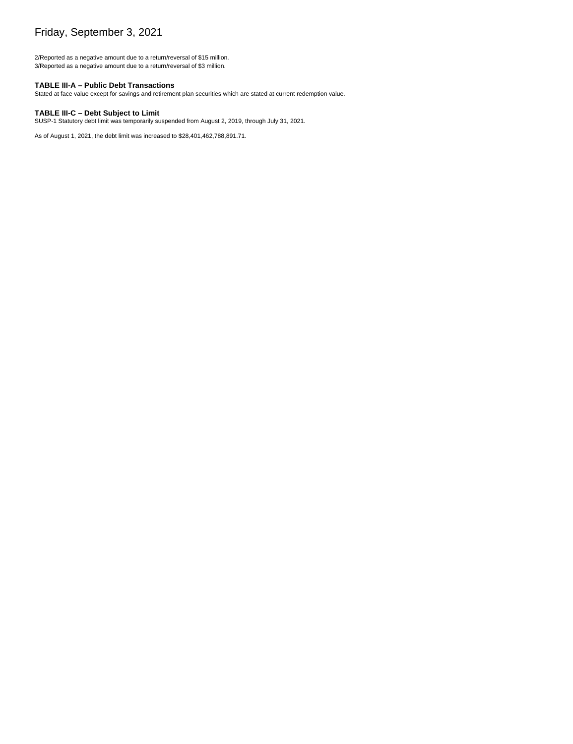Friday, September 3, 2021

2/Reported as a negative amount due to a return/reversal of $15 million.
3/Reported as a negative amount due to a return/reversal of $3 million.

**TABLE III-A – Public Debt Transactions**
Stated at face value except for savings and retirement plan securities which are stated at current redemption value.

**TABLE III-C – Debt Subject to Limit**
SUSP-1 Statutory debt limit was temporarily suspended from August 2, 2019, through July 31, 2021.

As of August 1, 2021, the debt limit was increased to $28,401,462,788,891.71.